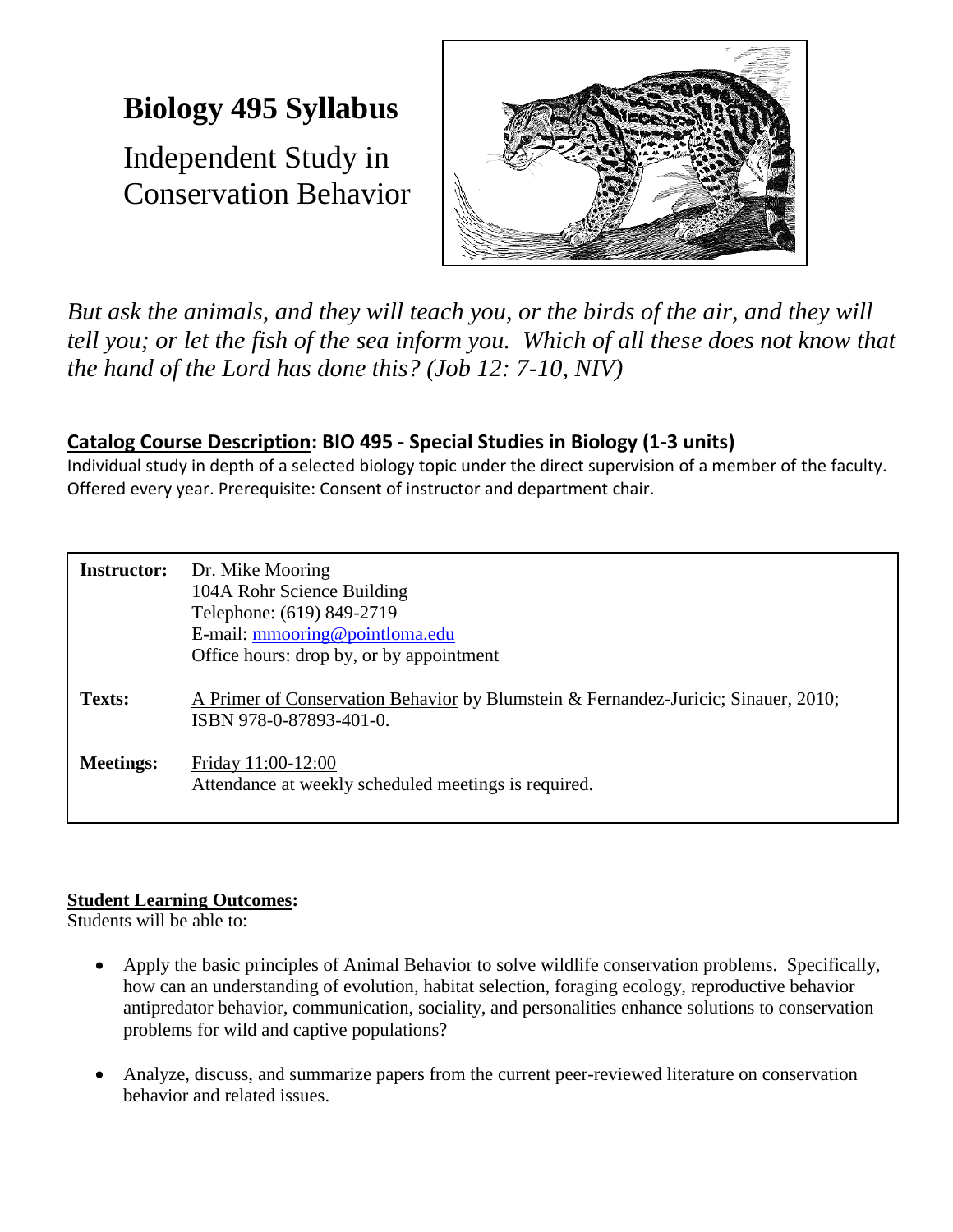# Biology 495 Syllabus

## Independent Study in Conservation Behavior

*But ask the animals, and they will teach you, or the birds of the air, and they will tell you; or let the fish of the sea inform you. Which of all these does not know that the hand of the Lord has done this? (Job 12: 7-10, NIV)*

**Catalog Course Description: BIO 495 - Special Studies in Biology (1-3 units)**
Individual study in depth of a selected biology topic under the direct supervision of a member of the faculty. Offered every year. Prerequisite: Consent of instructor and department chair.

| | |
|---|---|
| **Instructor:** | Dr. Mike Mooring<br>104A Rohr Science Building<br>Telephone: (619) 849-2719<br>E-mail: mmooring@pointloma.edu<br>Office hours: drop by, or by appointment |
| **Texts:** | A Primer of Conservation Behavior by Blumstein & Fernandez-Juricic; Sinauer, 2010; ISBN 978-0-87893-401-0. |
| **Meetings:** | Friday 11:00-12:00<br>Attendance at weekly scheduled meetings is required. |

**Student Learning Outcomes:**
Students will be able to:

- Apply the basic principles of Animal Behavior to solve wildlife conservation problems. Specifically, how can an understanding of evolution, habitat selection, foraging ecology, reproductive behavior antipredator behavior, communication, sociality, and personalities enhance solutions to conservation problems for wild and captive populations?
- Analyze, discuss, and summarize papers from the current peer-reviewed literature on conservation behavior and related issues.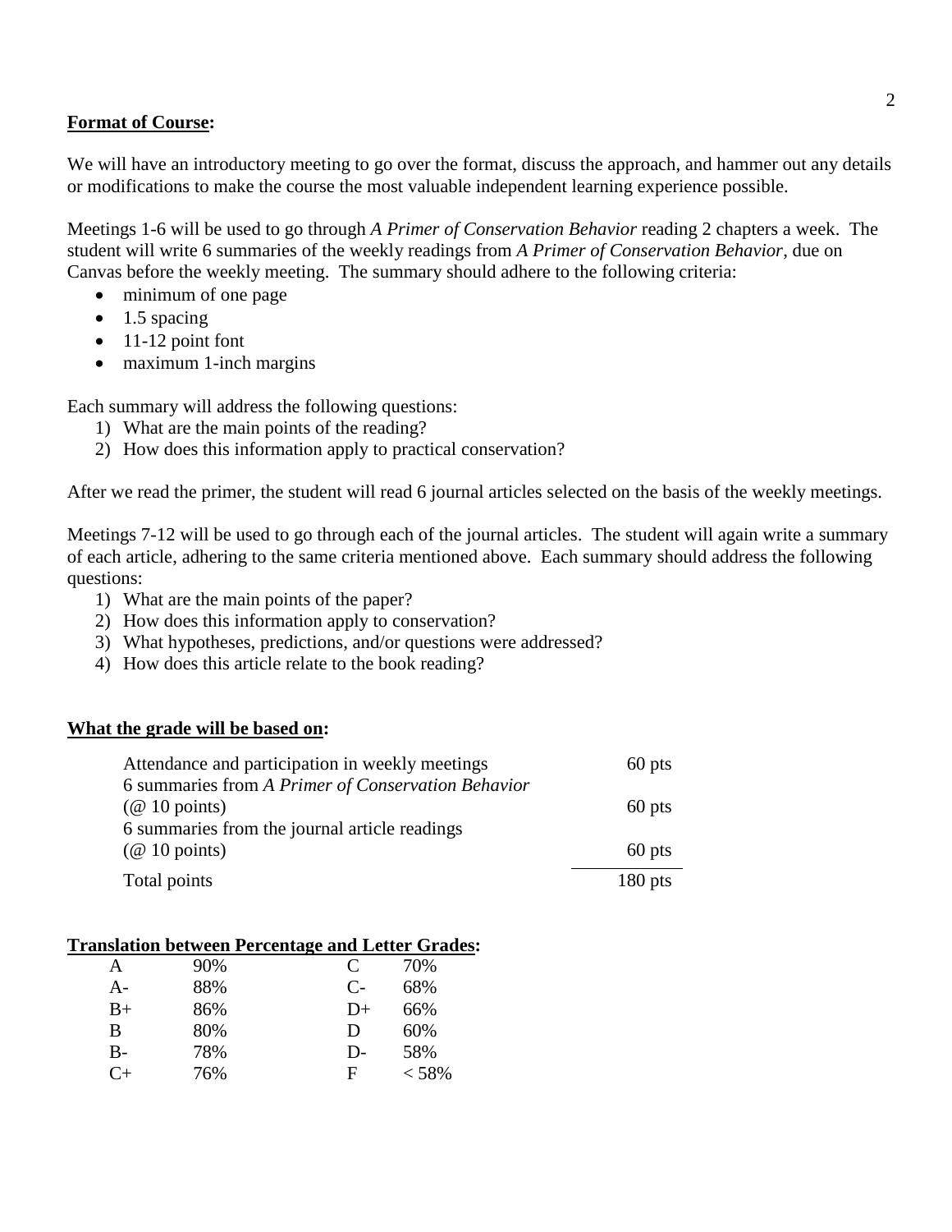**Format of Course:**

We will have an introductory meeting to go over the format, discuss the approach, and hammer out any details or modifications to make the course the most valuable independent learning experience possible.

Meetings 1-6 will be used to go through *A Primer of Conservation Behavior* reading 2 chapters a week. The student will write 6 summaries of the weekly readings from *A Primer of Conservation Behavior*, due on Canvas before the weekly meeting. The summary should adhere to the following criteria:

- minimum of one page
- 1.5 spacing
- 11-12 point font
- maximum 1-inch margins

Each summary will address the following questions:

1) What are the main points of the reading?
2) How does this information apply to practical conservation?

After we read the primer, the student will read 6 journal articles selected on the basis of the weekly meetings.

Meetings 7-12 will be used to go through each of the journal articles. The student will again write a summary of each article, adhering to the same criteria mentioned above. Each summary should address the following questions:

1) What are the main points of the paper?
2) How does this information apply to conservation?
3) What hypotheses, predictions, and/or questions were addressed?
4) How does this article relate to the book reading?

**What the grade will be based on:**

| | |
|---|---|
| Attendance and participation in weekly meetings | 60 pts |
| 6 summaries from *A Primer of Conservation Behavior* (@ 10 points) | 60 pts |
| 6 summaries from the journal article readings (@ 10 points) | 60 pts |
| Total points | 180 pts |

**Translation between Percentage and Letter Grades:**

| | | | |
|---|---|---|---|
| A | 90% | C | 70% |
| A- | 88% | C- | 68% |
| B+ | 86% | D+ | 66% |
| B | 80% | D | 60% |
| B- | 78% | D- | 58% |
| C+ | 76% | F | < 58% |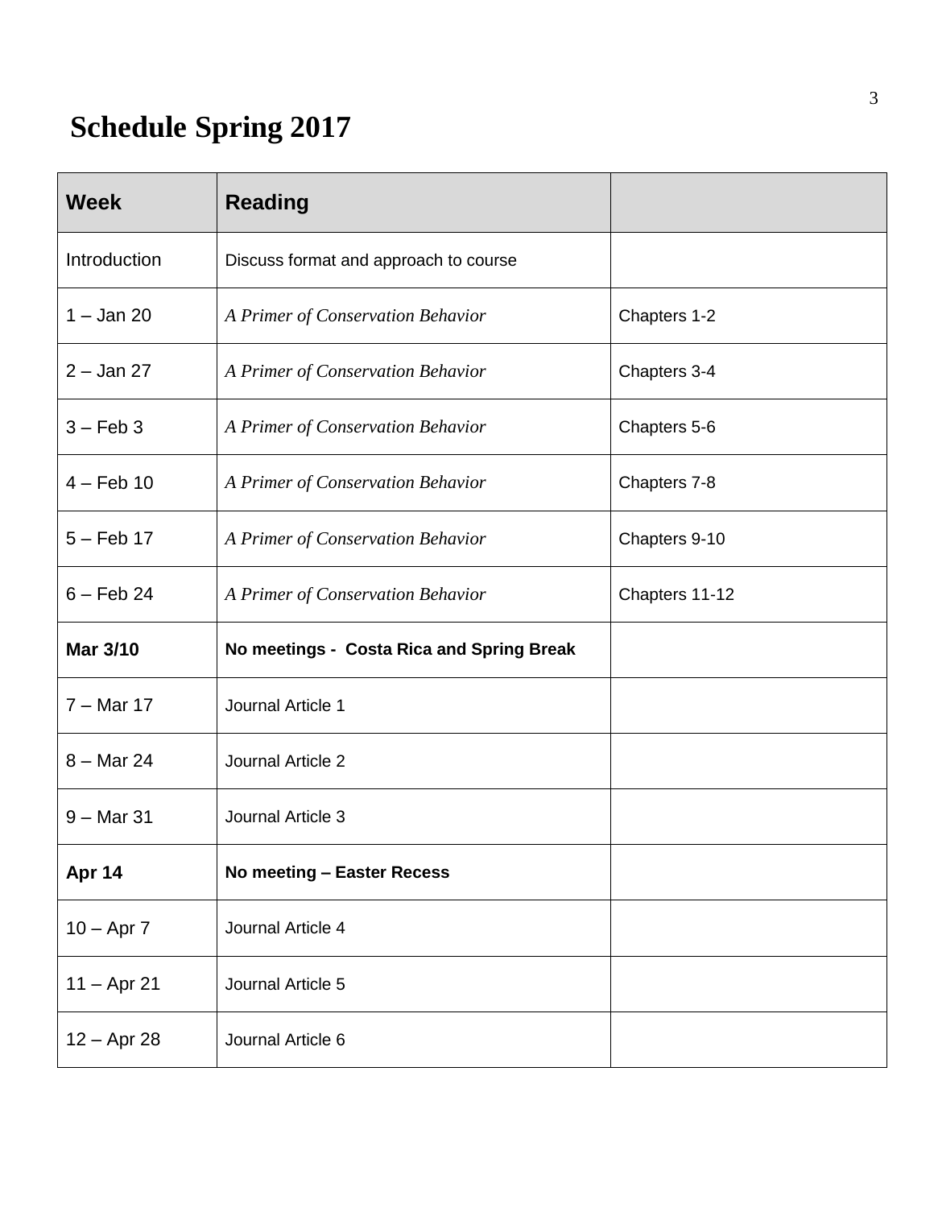# Schedule Spring 2017

| Week | Reading | |
|---|---|---|
| Introduction | Discuss format and approach to course | |
| 1 – Jan 20 | *A Primer of Conservation Behavior* | Chapters 1-2 |
| 2 – Jan 27 | *A Primer of Conservation Behavior* | Chapters 3-4 |
| 3 – Feb 3 | *A Primer of Conservation Behavior* | Chapters 5-6 |
| 4 – Feb 10 | *A Primer of Conservation Behavior* | Chapters 7-8 |
| 5 – Feb 17 | *A Primer of Conservation Behavior* | Chapters 9-10 |
| 6 – Feb 24 | *A Primer of Conservation Behavior* | Chapters 11-12 |
| **Mar 3/10** | **No meetings - Costa Rica and Spring Break** | |
| 7 – Mar 17 | Journal Article 1 | |
| 8 – Mar 24 | Journal Article 2 | |
| 9 – Mar 31 | Journal Article 3 | |
| **Apr 14** | **No meeting – Easter Recess** | |
| 10 – Apr 7 | Journal Article 4 | |
| 11 – Apr 21 | Journal Article 5 | |
| 12 – Apr 28 | Journal Article 6 | |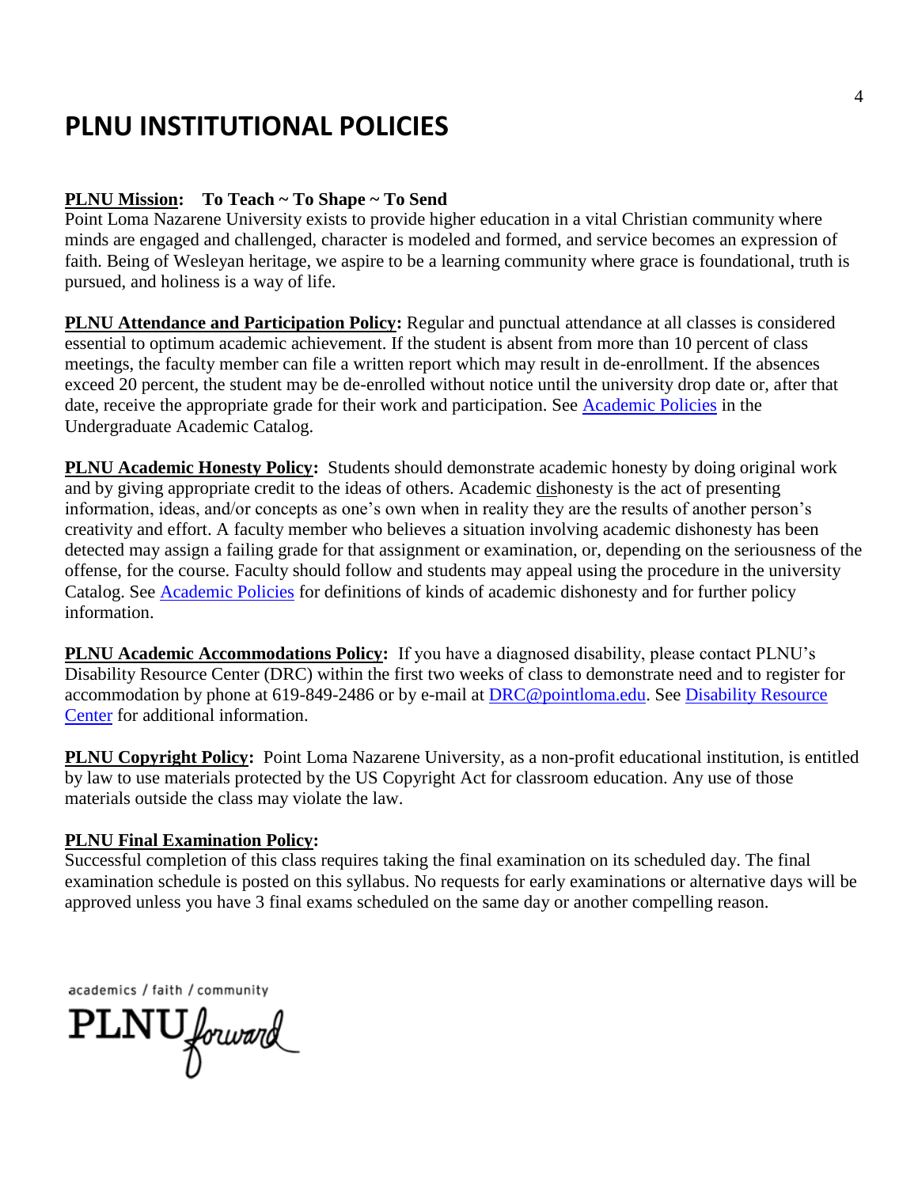# PLNU INSTITUTIONAL POLICIES

**PLNU Mission: To Teach ~ To Shape ~ To Send**
Point Loma Nazarene University exists to provide higher education in a vital Christian community where minds are engaged and challenged, character is modeled and formed, and service becomes an expression of faith. Being of Wesleyan heritage, we aspire to be a learning community where grace is foundational, truth is pursued, and holiness is a way of life.

**PLNU Attendance and Participation Policy:** Regular and punctual attendance at all classes is considered essential to optimum academic achievement. If the student is absent from more than 10 percent of class meetings, the faculty member can file a written report which may result in de-enrollment. If the absences exceed 20 percent, the student may be de-enrolled without notice until the university drop date or, after that date, receive the appropriate grade for their work and participation. See Academic Policies in the Undergraduate Academic Catalog.

**PLNU Academic Honesty Policy:** Students should demonstrate academic honesty by doing original work and by giving appropriate credit to the ideas of others. Academic dishonesty is the act of presenting information, ideas, and/or concepts as one's own when in reality they are the results of another person's creativity and effort. A faculty member who believes a situation involving academic dishonesty has been detected may assign a failing grade for that assignment or examination, or, depending on the seriousness of the offense, for the course. Faculty should follow and students may appeal using the procedure in the university Catalog. See Academic Policies for definitions of kinds of academic dishonesty and for further policy information.

**PLNU Academic Accommodations Policy:** If you have a diagnosed disability, please contact PLNU's Disability Resource Center (DRC) within the first two weeks of class to demonstrate need and to register for accommodation by phone at 619-849-2486 or by e-mail at DRC@pointloma.edu. See Disability Resource Center for additional information.

**PLNU Copyright Policy:** Point Loma Nazarene University, as a non-profit educational institution, is entitled by law to use materials protected by the US Copyright Act for classroom education. Any use of those materials outside the class may violate the law.

**PLNU Final Examination Policy:**
Successful completion of this class requires taking the final examination on its scheduled day. The final examination schedule is posted on this syllabus. No requests for early examinations or alternative days will be approved unless you have 3 final exams scheduled on the same day or another compelling reason.

academics / faith / community

PLNU forward